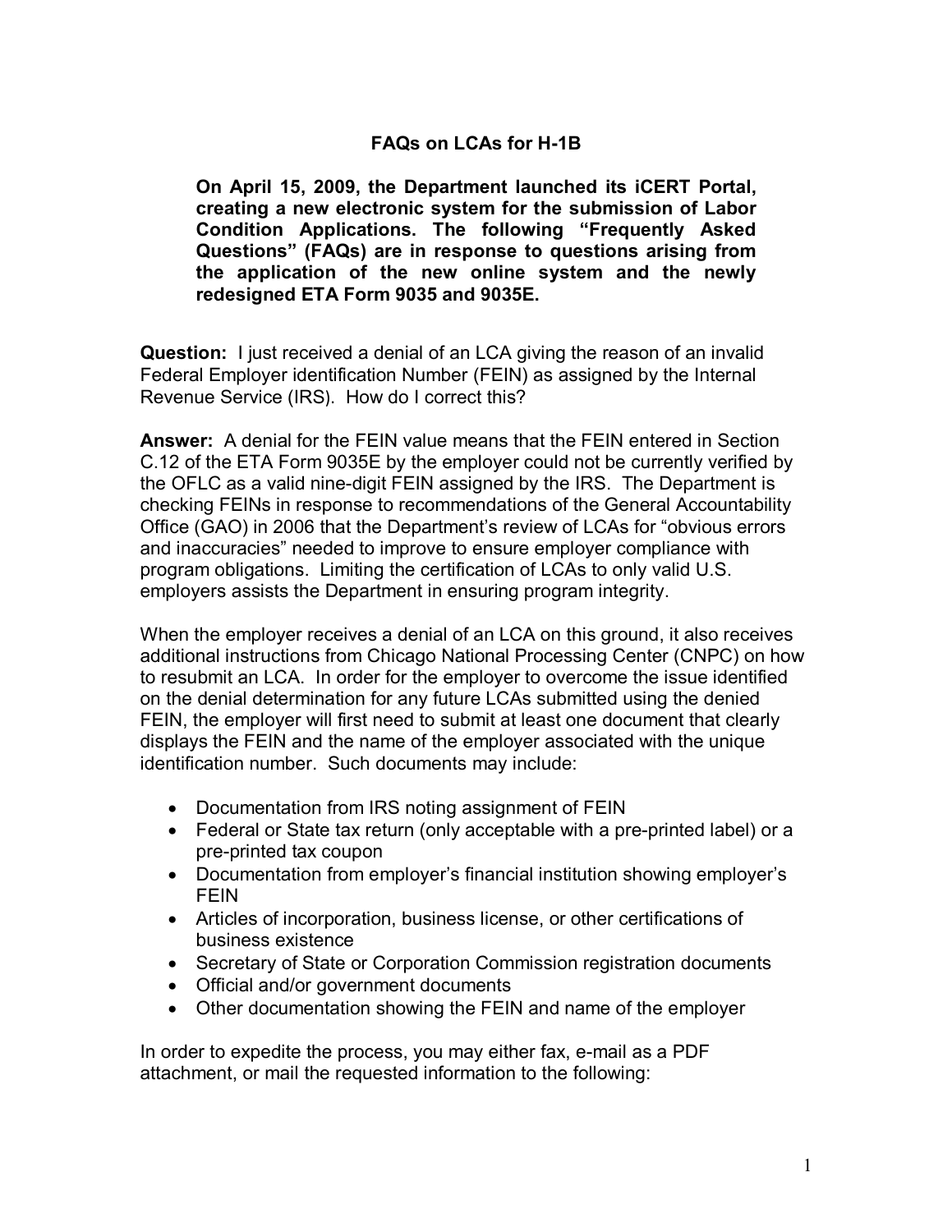# FAQs on LCAs for H-1B

**On April 15, 2009, the Department launched its iCERT Portal, creating a new electronic system for the submission of Labor Condition Applications. The following "Frequently Asked Questions" (FAQs) are in response to questions arising from the application of the new online system and the newly redesigned ETA Form 9035 and 9035E.**

**Question:** I just received a denial of an LCA giving the reason of an invalid Federal Employer identification Number (FEIN) as assigned by the Internal Revenue Service (IRS). How do I correct this?

**Answer:** A denial for the FEIN value means that the FEIN entered in Section C.12 of the ETA Form 9035E by the employer could not be currently verified by the OFLC as a valid nine-digit FEIN assigned by the IRS. The Department is checking FEINs in response to recommendations of the General Accountability Office (GAO) in 2006 that the Department's review of LCAs for "obvious errors and inaccuracies" needed to improve to ensure employer compliance with program obligations. Limiting the certification of LCAs to only valid U.S. employers assists the Department in ensuring program integrity.

When the employer receives a denial of an LCA on this ground, it also receives additional instructions from Chicago National Processing Center (CNPC) on how to resubmit an LCA. In order for the employer to overcome the issue identified on the denial determination for any future LCAs submitted using the denied FEIN, the employer will first need to submit at least one document that clearly displays the FEIN and the name of the employer associated with the unique identification number. Such documents may include:

- Documentation from IRS noting assignment of FEIN
- Federal or State tax return (only acceptable with a pre-printed label) or a pre-printed tax coupon
- Documentation from employer's financial institution showing employer's FEIN
- Articles of incorporation, business license, or other certifications of business existence
- Secretary of State or Corporation Commission registration documents
- Official and/or government documents
- Other documentation showing the FEIN and name of the employer

In order to expedite the process, you may either fax, e-mail as a PDF attachment, or mail the requested information to the following: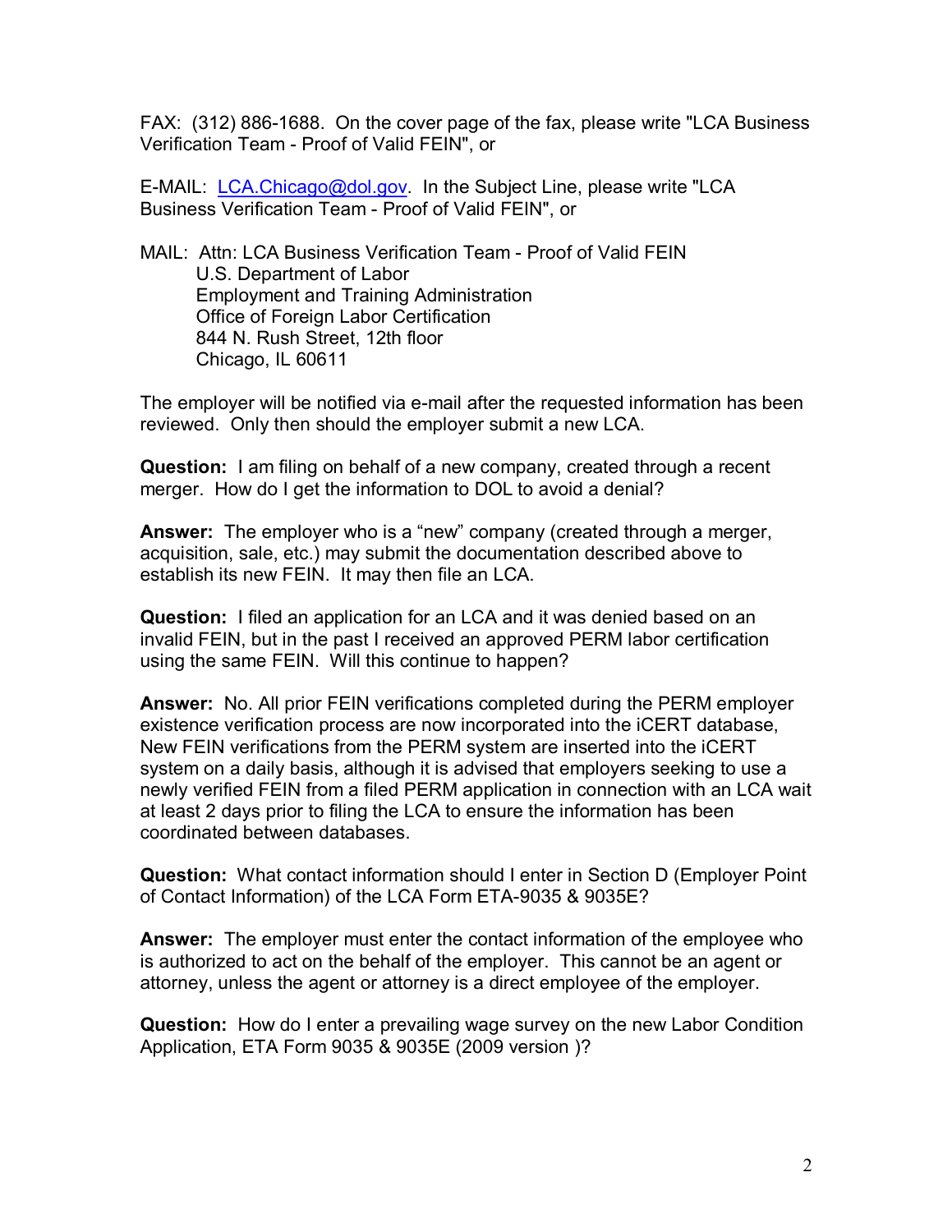FAX: (312) 886-1688. On the cover page of the fax, please write "LCA Business Verification Team - Proof of Valid FEIN", or

E-MAIL: LCA.Chicago@dol.gov. In the Subject Line, please write "LCA Business Verification Team - Proof of Valid FEIN", or

MAIL: Attn: LCA Business Verification Team - Proof of Valid FEIN
U.S. Department of Labor
Employment and Training Administration
Office of Foreign Labor Certification
844 N. Rush Street, 12th floor
Chicago, IL 60611

The employer will be notified via e-mail after the requested information has been reviewed. Only then should the employer submit a new LCA.

**Question:** I am filing on behalf of a new company, created through a recent merger. How do I get the information to DOL to avoid a denial?

**Answer:** The employer who is a "new" company (created through a merger, acquisition, sale, etc.) may submit the documentation described above to establish its new FEIN. It may then file an LCA.

**Question:** I filed an application for an LCA and it was denied based on an invalid FEIN, but in the past I received an approved PERM labor certification using the same FEIN. Will this continue to happen?

**Answer:** No. All prior FEIN verifications completed during the PERM employer existence verification process are now incorporated into the iCERT database, New FEIN verifications from the PERM system are inserted into the iCERT system on a daily basis, although it is advised that employers seeking to use a newly verified FEIN from a filed PERM application in connection with an LCA wait at least 2 days prior to filing the LCA to ensure the information has been coordinated between databases.

**Question:** What contact information should I enter in Section D (Employer Point of Contact Information) of the LCA Form ETA-9035 & 9035E?

**Answer:** The employer must enter the contact information of the employee who is authorized to act on the behalf of the employer. This cannot be an agent or attorney, unless the agent or attorney is a direct employee of the employer.

**Question:** How do I enter a prevailing wage survey on the new Labor Condition Application, ETA Form 9035 & 9035E (2009 version )?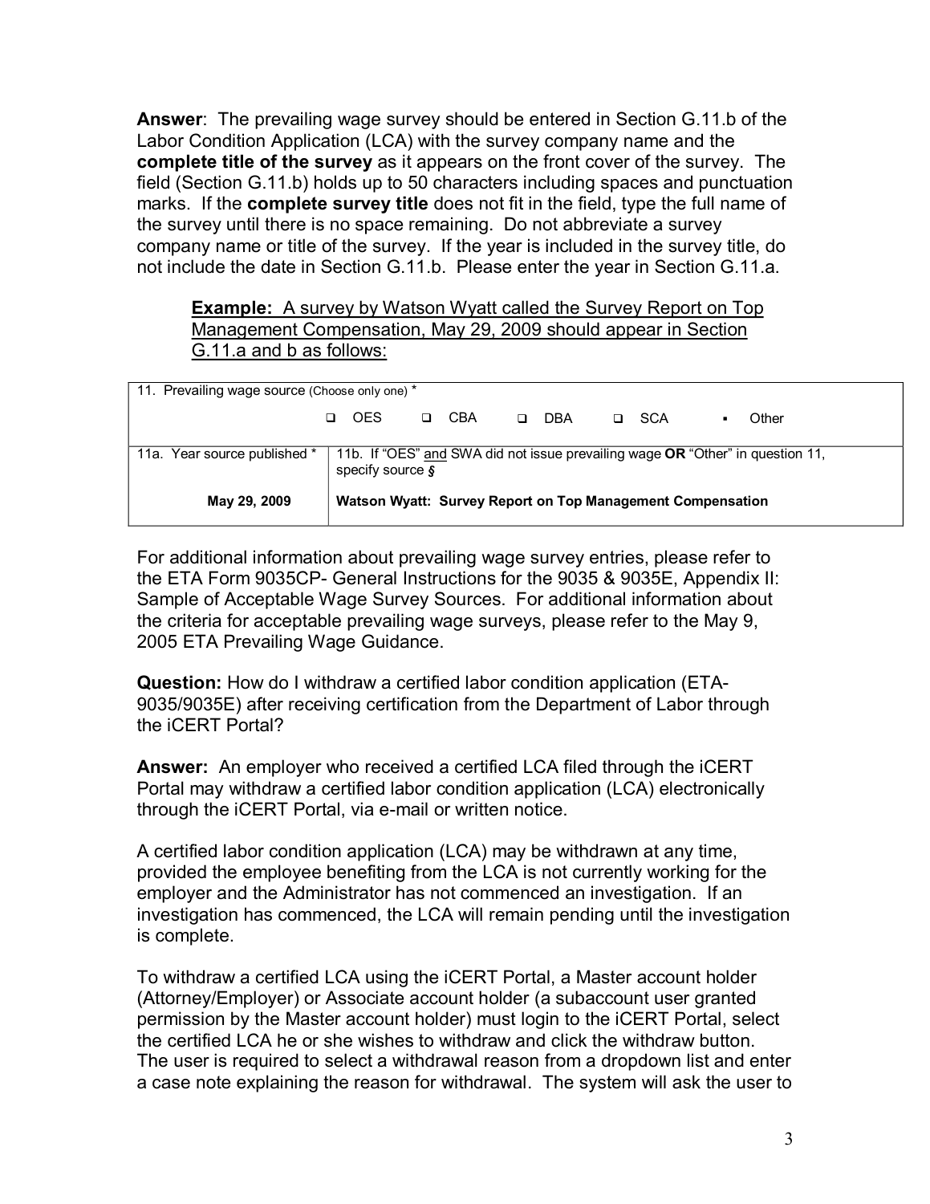**Answer**: The prevailing wage survey should be entered in Section G.11.b of the Labor Condition Application (LCA) with the survey company name and the **complete title of the survey** as it appears on the front cover of the survey. The field (Section G.11.b) holds up to 50 characters including spaces and punctuation marks. If the **complete survey title** does not fit in the field, type the full name of the survey until there is no space remaining. Do not abbreviate a survey company name or title of the survey. If the year is included in the survey title, do not include the date in Section G.11.b. Please enter the year in Section G.11.a.

> **Example:** A survey by Watson Wyatt called the Survey Report on Top Management Compensation, May 29, 2009 should appear in Section G.11.a and b as follows:

| 11. Prevailing wage source (Choose only one) * | | | | | |
|---|---|---|---|---|---|
| | ❑ OES | ❑ CBA | ❑ DBA | ❑ SCA | ▪ Other |
| 11a. Year source published * | 11b. If "OES" and SWA did not issue prevailing wage **OR** "Other" in question 11, specify source § | | | | |
| **May 29, 2009** | **Watson Wyatt: Survey Report on Top Management Compensation** | | | | |

For additional information about prevailing wage survey entries, please refer to the ETA Form 9035CP- General Instructions for the 9035 & 9035E, Appendix II: Sample of Acceptable Wage Survey Sources. For additional information about the criteria for acceptable prevailing wage surveys, please refer to the May 9, 2005 ETA Prevailing Wage Guidance.

**Question:** How do I withdraw a certified labor condition application (ETA-9035/9035E) after receiving certification from the Department of Labor through the iCERT Portal?

**Answer:** An employer who received a certified LCA filed through the iCERT Portal may withdraw a certified labor condition application (LCA) electronically through the iCERT Portal, via e-mail or written notice.

A certified labor condition application (LCA) may be withdrawn at any time, provided the employee benefiting from the LCA is not currently working for the employer and the Administrator has not commenced an investigation. If an investigation has commenced, the LCA will remain pending until the investigation is complete.

To withdraw a certified LCA using the iCERT Portal, a Master account holder (Attorney/Employer) or Associate account holder (a subaccount user granted permission by the Master account holder) must login to the iCERT Portal, select the certified LCA he or she wishes to withdraw and click the withdraw button. The user is required to select a withdrawal reason from a dropdown list and enter a case note explaining the reason for withdrawal. The system will ask the user to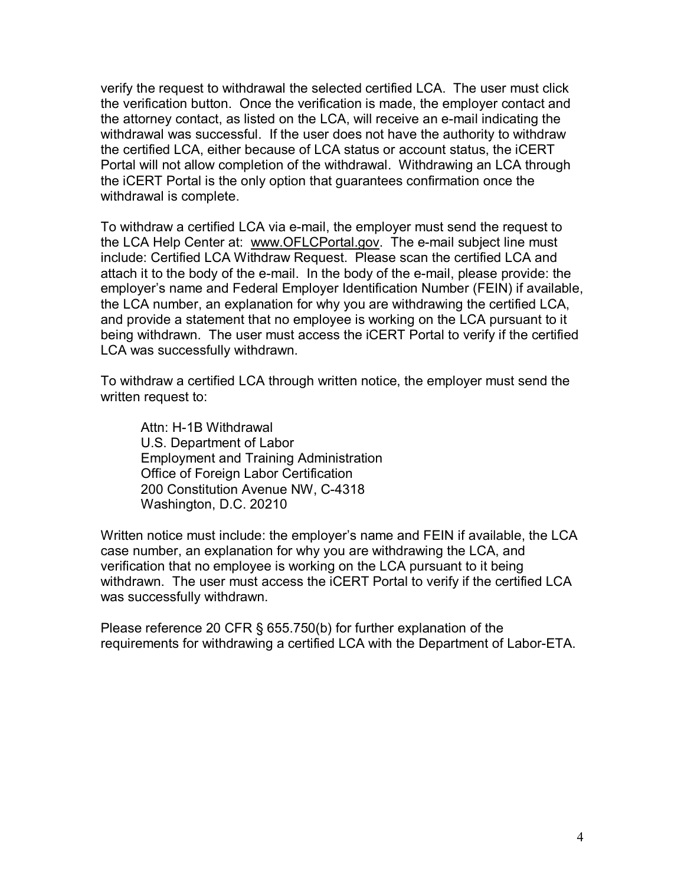verify the request to withdrawal the selected certified LCA. The user must click the verification button. Once the verification is made, the employer contact and the attorney contact, as listed on the LCA, will receive an e-mail indicating the withdrawal was successful. If the user does not have the authority to withdraw the certified LCA, either because of LCA status or account status, the iCERT Portal will not allow completion of the withdrawal. Withdrawing an LCA through the iCERT Portal is the only option that guarantees confirmation once the withdrawal is complete.

To withdraw a certified LCA via e-mail, the employer must send the request to the LCA Help Center at: www.OFLCPortal.gov. The e-mail subject line must include: Certified LCA Withdraw Request. Please scan the certified LCA and attach it to the body of the e-mail. In the body of the e-mail, please provide: the employer's name and Federal Employer Identification Number (FEIN) if available, the LCA number, an explanation for why you are withdrawing the certified LCA, and provide a statement that no employee is working on the LCA pursuant to it being withdrawn. The user must access the iCERT Portal to verify if the certified LCA was successfully withdrawn.

To withdraw a certified LCA through written notice, the employer must send the written request to:

> Attn: H-1B Withdrawal
> U.S. Department of Labor
> Employment and Training Administration
> Office of Foreign Labor Certification
> 200 Constitution Avenue NW, C-4318
> Washington, D.C. 20210

Written notice must include: the employer's name and FEIN if available, the LCA case number, an explanation for why you are withdrawing the LCA, and verification that no employee is working on the LCA pursuant to it being withdrawn. The user must access the iCERT Portal to verify if the certified LCA was successfully withdrawn.

Please reference 20 CFR § 655.750(b) for further explanation of the requirements for withdrawing a certified LCA with the Department of Labor-ETA.